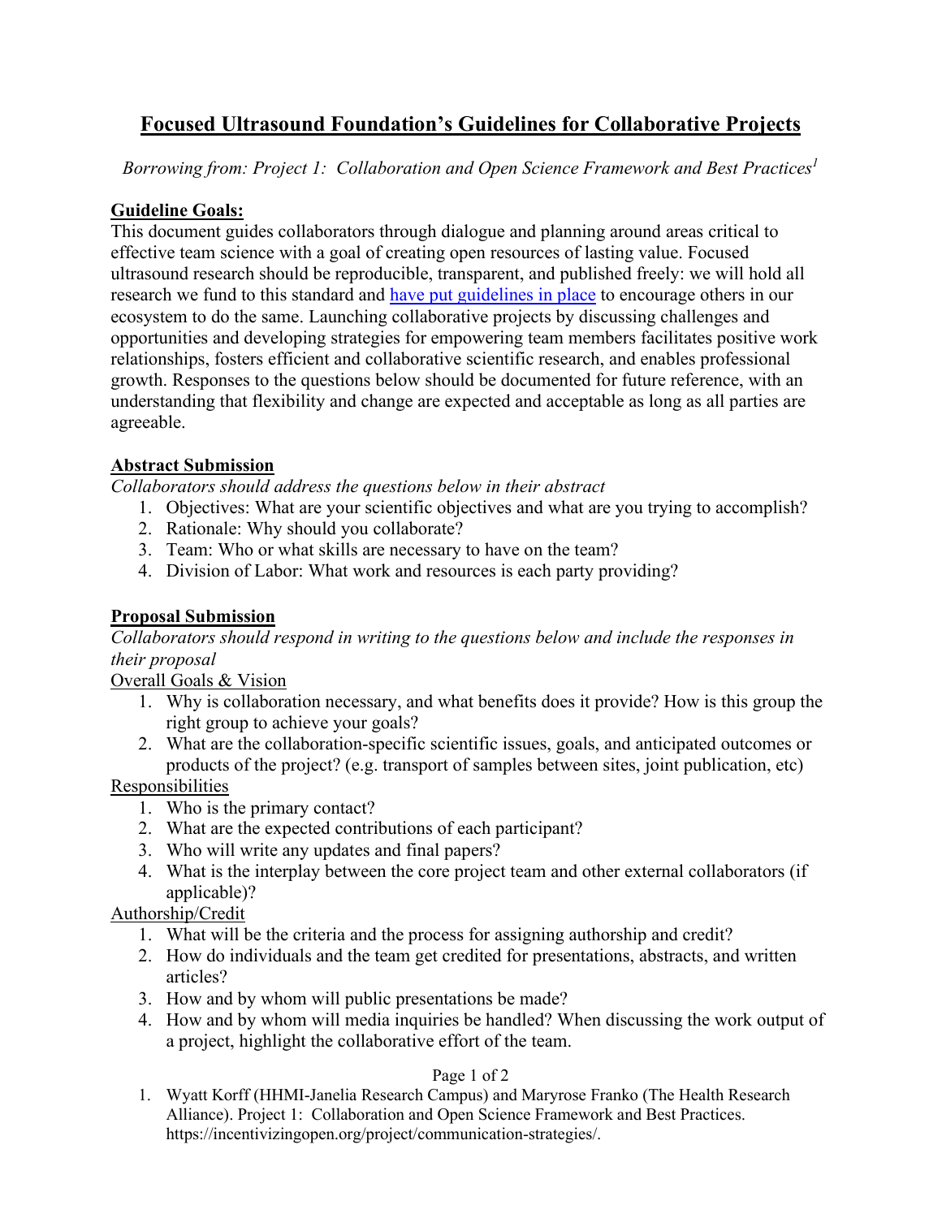# Focused Ultrasound Foundation's Guidelines for Collaborative Projects

*Borrowing from: Project 1: Collaboration and Open Science Framework and Best Practices*[1]

## Guideline Goals:

This document guides collaborators through dialogue and planning around areas critical to effective team science with a goal of creating open resources of lasting value. Focused ultrasound research should be reproducible, transparent, and published freely: we will hold all research we fund to this standard and have put guidelines in place to encourage others in our ecosystem to do the same. Launching collaborative projects by discussing challenges and opportunities and developing strategies for empowering team members facilitates positive work relationships, fosters efficient and collaborative scientific research, and enables professional growth. Responses to the questions below should be documented for future reference, with an understanding that flexibility and change are expected and acceptable as long as all parties are agreeable.

## Abstract Submission

*Collaborators should address the questions below in their abstract*

1. Objectives: What are your scientific objectives and what are you trying to accomplish?
2. Rationale: Why should you collaborate?
3. Team: Who or what skills are necessary to have on the team?
4. Division of Labor: What work and resources is each party providing?

## Proposal Submission

*Collaborators should respond in writing to the questions below and include the responses in their proposal*

### Overall Goals & Vision

1. Why is collaboration necessary, and what benefits does it provide? How is this group the right group to achieve your goals?
2. What are the collaboration-specific scientific issues, goals, and anticipated outcomes or products of the project? (e.g. transport of samples between sites, joint publication, etc)

### Responsibilities

1. Who is the primary contact?
2. What are the expected contributions of each participant?
3. Who will write any updates and final papers?
4. What is the interplay between the core project team and other external collaborators (if applicable)?

### Authorship/Credit

1. What will be the criteria and the process for assigning authorship and credit?
2. How do individuals and the team get credited for presentations, abstracts, and written articles?
3. How and by whom will public presentations be made?
4. How and by whom will media inquiries be handled? When discussing the work output of a project, highlight the collaborative effort of the team.

1. Wyatt Korff (HHMI-Janelia Research Campus) and Maryrose Franko (The Health Research Alliance). Project 1: Collaboration and Open Science Framework and Best Practices. https://incentivizingopen.org/project/communication-strategies/.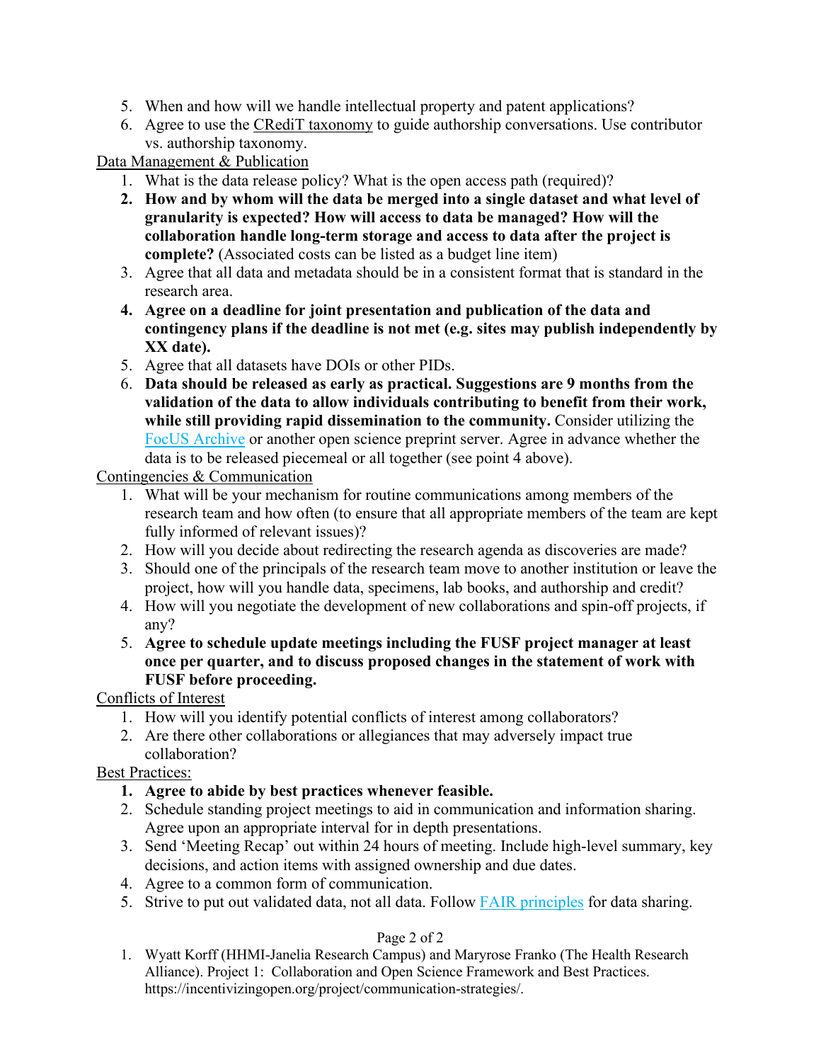5. When and how will we handle intellectual property and patent applications?
6. Agree to use the CRediT taxonomy to guide authorship conversations. Use contributor vs. authorship taxonomy.

Data Management & Publication

1. What is the data release policy? What is the open access path (required)?
2. **How and by whom will the data be merged into a single dataset and what level of granularity is expected? How will access to data be managed? How will the collaboration handle long-term storage and access to data after the project is complete?** (Associated costs can be listed as a budget line item)
3. Agree that all data and metadata should be in a consistent format that is standard in the research area.
4. **Agree on a deadline for joint presentation and publication of the data and contingency plans if the deadline is not met (e.g. sites may publish independently by XX date).**
5. Agree that all datasets have DOIs or other PIDs.
6. **Data should be released as early as practical. Suggestions are 9 months from the validation of the data to allow individuals contributing to benefit from their work, while still providing rapid dissemination to the community.** Consider utilizing the FocUS Archive or another open science preprint server. Agree in advance whether the data is to be released piecemeal or all together (see point 4 above).

Contingencies & Communication

1. What will be your mechanism for routine communications among members of the research team and how often (to ensure that all appropriate members of the team are kept fully informed of relevant issues)?
2. How will you decide about redirecting the research agenda as discoveries are made?
3. Should one of the principals of the research team move to another institution or leave the project, how will you handle data, specimens, lab books, and authorship and credit?
4. How will you negotiate the development of new collaborations and spin-off projects, if any?
5. **Agree to schedule update meetings including the FUSF project manager at least once per quarter, and to discuss proposed changes in the statement of work with FUSF before proceeding.**

Conflicts of Interest

1. How will you identify potential conflicts of interest among collaborators?
2. Are there other collaborations or allegiances that may adversely impact true collaboration?

Best Practices:

1. **Agree to abide by best practices whenever feasible.**
2. Schedule standing project meetings to aid in communication and information sharing. Agree upon an appropriate interval for in depth presentations.
3. Send 'Meeting Recap' out within 24 hours of meeting. Include high-level summary, key decisions, and action items with assigned ownership and due dates.
4. Agree to a common form of communication.
5. Strive to put out validated data, not all data. Follow FAIR principles for data sharing.

1. Wyatt Korff (HHMI-Janelia Research Campus) and Maryrose Franko (The Health Research Alliance). Project 1: Collaboration and Open Science Framework and Best Practices. https://incentivizingopen.org/project/communication-strategies/.